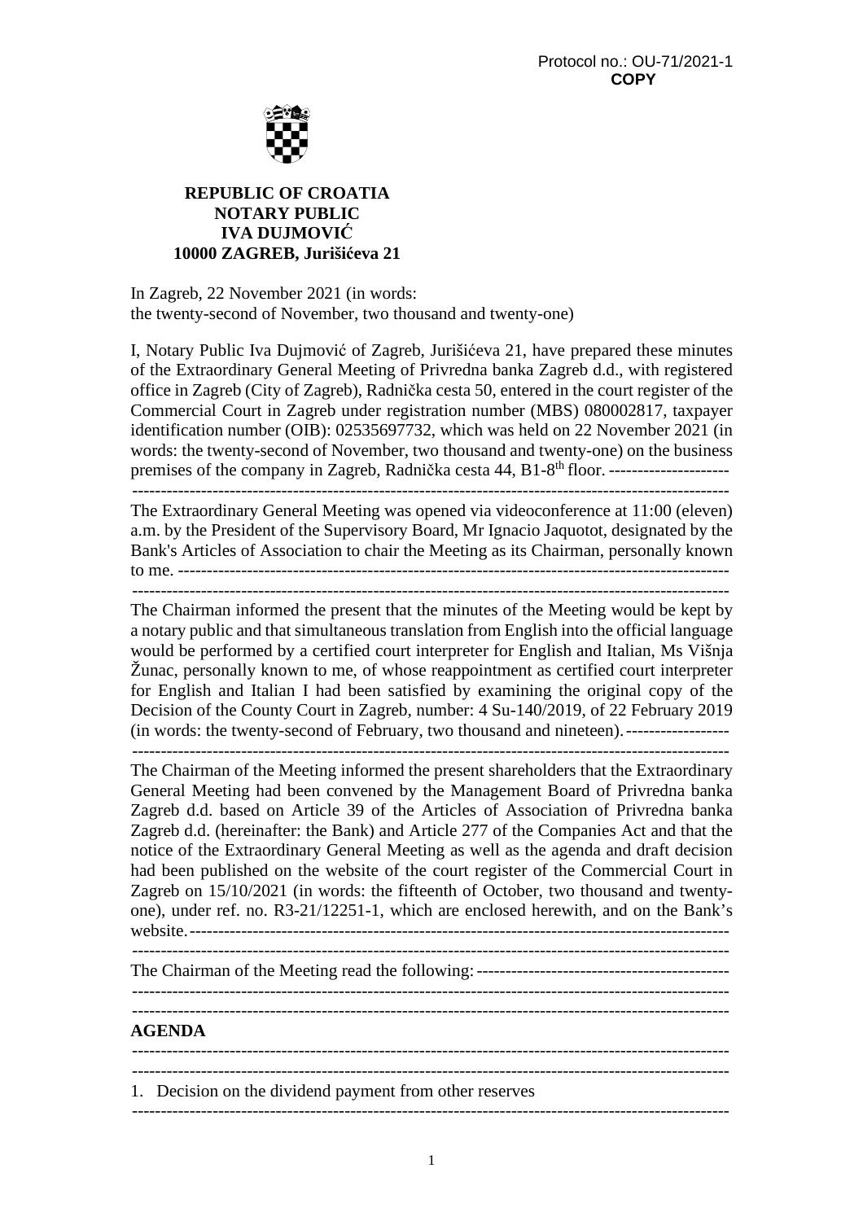Protocol no.: OU-71/2021-1
**COPY**

**REPUBLIC OF CROATIA**
**NOTARY PUBLIC**
**IVA DUJMOVIĆ**
**10000 ZAGREB, Jurišićeva 21**

In Zagreb, 22 November 2021 (in words:
the twenty-second of November, two thousand and twenty-one)

I, Notary Public Iva Dujmović of Zagreb, Jurišićeva 21, have prepared these minutes of the Extraordinary General Meeting of Privredna banka Zagreb d.d., with registered office in Zagreb (City of Zagreb), Radnička cesta 50, entered in the court register of the Commercial Court in Zagreb under registration number (MBS) 080002817, taxpayer identification number (OIB): 02535697732, which was held on 22 November 2021 (in words: the twenty-second of November, two thousand and twenty-one) on the business premises of the company in Zagreb, Radnička cesta 44, B1-8th floor. ---------------------

---

The Extraordinary General Meeting was opened via videoconference at 11:00 (eleven) a.m. by the President of the Supervisory Board, Mr Ignacio Jaquotot, designated by the Bank's Articles of Association to chair the Meeting as its Chairman, personally known to me. ---------------------------------------------------------------------------------------------------

---

The Chairman informed the present that the minutes of the Meeting would be kept by a notary public and that simultaneous translation from English into the official language would be performed by a certified court interpreter for English and Italian, Ms Višnja Žunac, personally known to me, of whose reappointment as certified court interpreter for English and Italian I had been satisfied by examining the original copy of the Decision of the County Court in Zagreb, number: 4 Su-140/2019, of 22 February 2019 (in words: the twenty-second of February, two thousand and nineteen). ------------------

---

The Chairman of the Meeting informed the present shareholders that the Extraordinary General Meeting had been convened by the Management Board of Privredna banka Zagreb d.d. based on Article 39 of the Articles of Association of Privredna banka Zagreb d.d. (hereinafter: the Bank) and Article 277 of the Companies Act and that the notice of the Extraordinary General Meeting as well as the agenda and draft decision had been published on the website of the court register of the Commercial Court in Zagreb on 15/10/2021 (in words: the fifteenth of October, two thousand and twenty-one), under ref. no. R3-21/12251-1, which are enclosed herewith, and on the Bank's website. ---------------------------------------------------------------------------------------------

---

The Chairman of the Meeting read the following: --------------------------------------------

---

---

**AGENDA**

---

---

1. Decision on the dividend payment from other reserves

---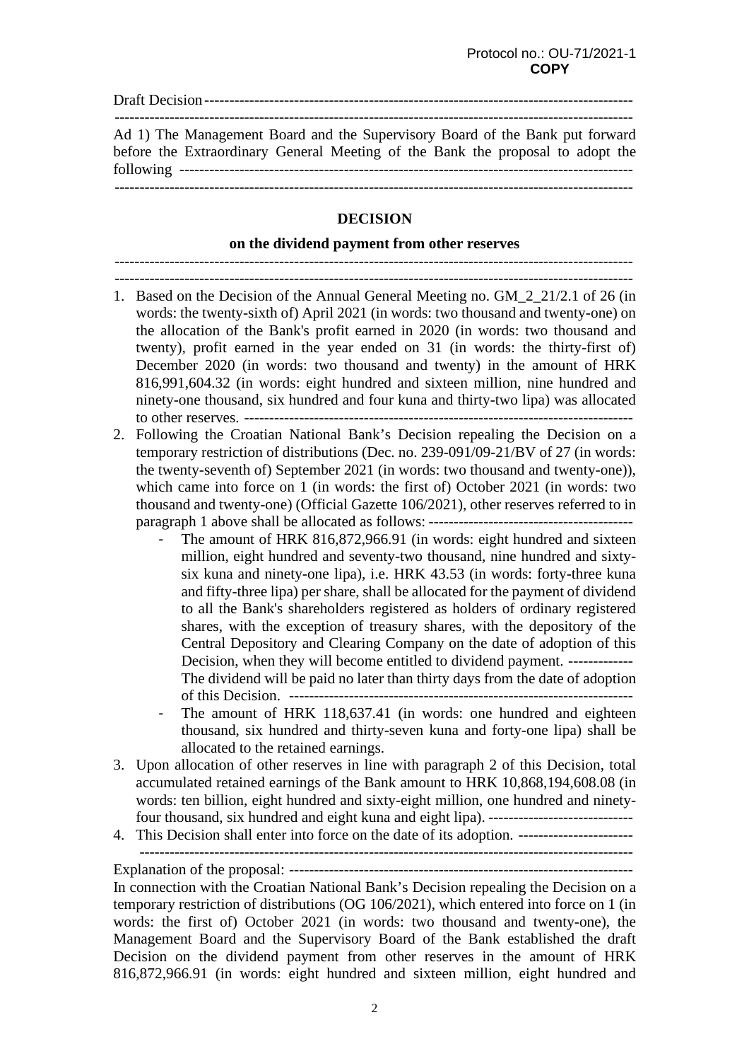Protocol no.: OU-71/2021-1
**COPY**

Draft Decision-----------------------------------------------------------------------------------
-----------------------------------------------------------------------------------------------------
Ad 1) The Management Board and the Supervisory Board of the Bank put forward before the Extraordinary General Meeting of the Bank the proposal to adopt the following ------------------------------------------------------------------------------------------
-----------------------------------------------------------------------------------------------------

**DECISION**

**on the dividend payment from other reserves**

-----------------------------------------------------------------------------------------------------
-----------------------------------------------------------------------------------------------------

1. Based on the Decision of the Annual General Meeting no. GM_2_21/2.1 of 26 (in words: the twenty-sixth of) April 2021 (in words: two thousand and twenty-one) on the allocation of the Bank's profit earned in 2020 (in words: two thousand and twenty), profit earned in the year ended on 31 (in words: the thirty-first of) December 2020 (in words: two thousand and twenty) in the amount of HRK 816,991,604.32 (in words: eight hundred and sixteen million, nine hundred and ninety-one thousand, six hundred and four kuna and thirty-two lipa) was allocated to other reserves. -------------------------------------------------------------------------------
2. Following the Croatian National Bank's Decision repealing the Decision on a temporary restriction of distributions (Dec. no. 239-091/09-21/BV of 27 (in words: the twenty-seventh of) September 2021 (in words: two thousand and twenty-one)), which came into force on 1 (in words: the first of) October 2021 (in words: two thousand and twenty-one) (Official Gazette 106/2021), other reserves referred to in paragraph 1 above shall be allocated as follows: ------------------------------------------
   - The amount of HRK 816,872,966.91 (in words: eight hundred and sixteen million, eight hundred and seventy-two thousand, nine hundred and sixty-six kuna and ninety-one lipa), i.e. HRK 43.53 (in words: forty-three kuna and fifty-three lipa) per share, shall be allocated for the payment of dividend to all the Bank's shareholders registered as holders of ordinary registered shares, with the exception of treasury shares, with the depository of the Central Depository and Clearing Company on the date of adoption of this Decision, when they will become entitled to dividend payment. -------------
     The dividend will be paid no later than thirty days from the date of adoption of this Decision. ---------------------------------------------------------------------
   - The amount of HRK 118,637.41 (in words: one hundred and eighteen thousand, six hundred and thirty-seven kuna and forty-one lipa) shall be allocated to the retained earnings.
3. Upon allocation of other reserves in line with paragraph 2 of this Decision, total accumulated retained earnings of the Bank amount to HRK 10,868,194,608.08 (in words: ten billion, eight hundred and sixty-eight million, one hundred and ninety-four thousand, six hundred and eight kuna and eight lipa). -----------------------------
4. This Decision shall enter into force on the date of its adoption. -----------------------
   -----------------------------------------------------------------------------------------------

Explanation of the proposal: ---------------------------------------------------------------------
In connection with the Croatian National Bank's Decision repealing the Decision on a temporary restriction of distributions (OG 106/2021), which entered into force on 1 (in words: the first of) October 2021 (in words: two thousand and twenty-one), the Management Board and the Supervisory Board of the Bank established the draft Decision on the dividend payment from other reserves in the amount of HRK 816,872,966.91 (in words: eight hundred and sixteen million, eight hundred and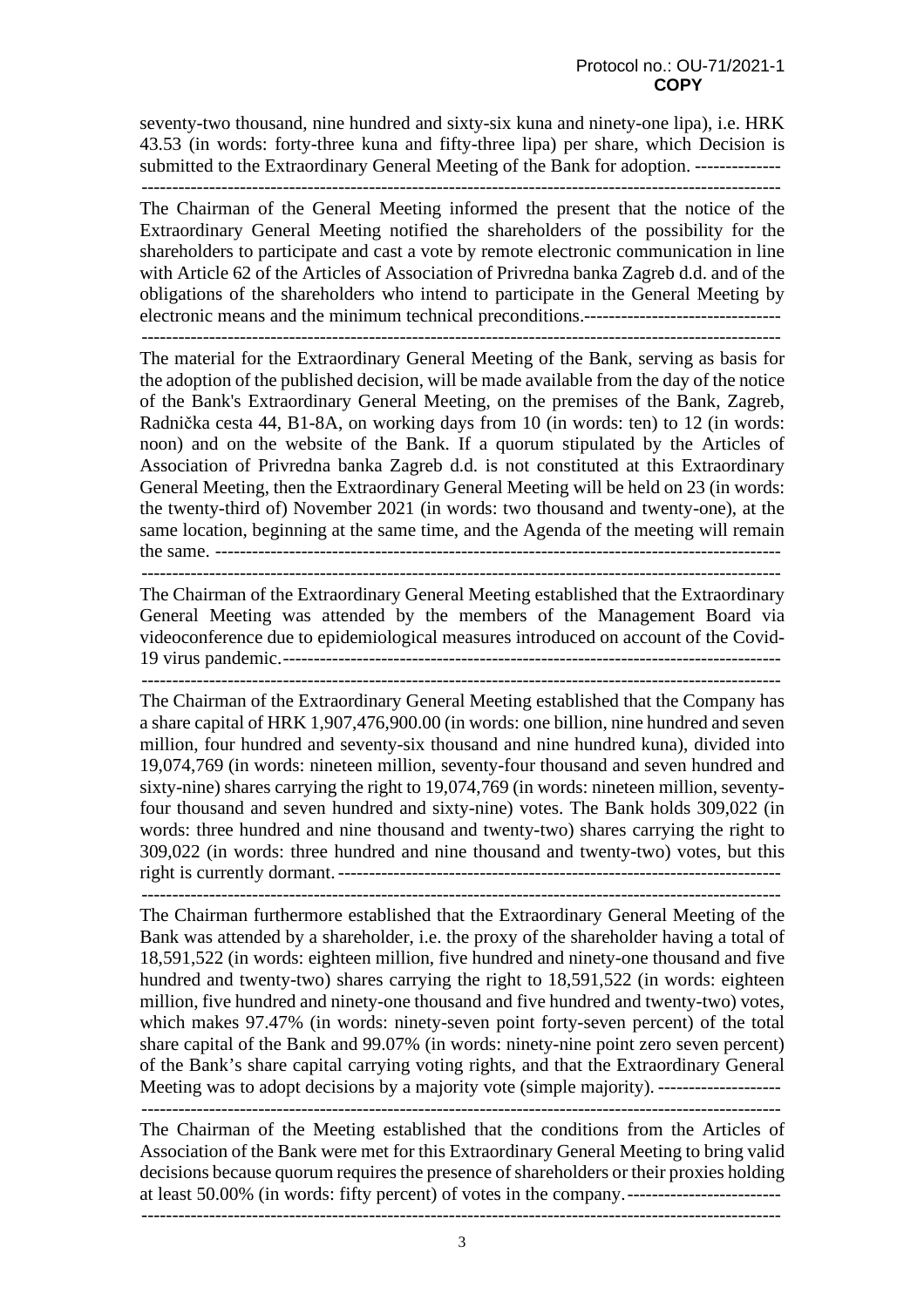Protocol no.: OU-71/2021-1
**COPY**

seventy-two thousand, nine hundred and sixty-six kuna and ninety-one lipa), i.e. HRK 43.53 (in words: forty-three kuna and fifty-three lipa) per share, which Decision is submitted to the Extraordinary General Meeting of the Bank for adoption. --------------

The Chairman of the General Meeting informed the present that the notice of the Extraordinary General Meeting notified the shareholders of the possibility for the shareholders to participate and cast a vote by remote electronic communication in line with Article 62 of the Articles of Association of Privredna banka Zagreb d.d. and of the obligations of the shareholders who intend to participate in the General Meeting by electronic means and the minimum technical preconditions.--------------------------------

The material for the Extraordinary General Meeting of the Bank, serving as basis for the adoption of the published decision, will be made available from the day of the notice of the Bank's Extraordinary General Meeting, on the premises of the Bank, Zagreb, Radnička cesta 44, B1-8A, on working days from 10 (in words: ten) to 12 (in words: noon) and on the website of the Bank. If a quorum stipulated by the Articles of Association of Privredna banka Zagreb d.d. is not constituted at this Extraordinary General Meeting, then the Extraordinary General Meeting will be held on 23 (in words: the twenty-third of) November 2021 (in words: two thousand and twenty-one), at the same location, beginning at the same time, and the Agenda of the meeting will remain the same. ---------------------------------------------------------------------------------------------

The Chairman of the Extraordinary General Meeting established that the Extraordinary General Meeting was attended by the members of the Management Board via videoconference due to epidemiological measures introduced on account of the Covid-19 virus pandemic.---------------------------------------------------------------------------------

The Chairman of the Extraordinary General Meeting established that the Company has a share capital of HRK 1,907,476,900.00 (in words: one billion, nine hundred and seven million, four hundred and seventy-six thousand and nine hundred kuna), divided into 19,074,769 (in words: nineteen million, seventy-four thousand and seven hundred and sixty-nine) shares carrying the right to 19,074,769 (in words: nineteen million, seventy-four thousand and seven hundred and sixty-nine) votes. The Bank holds 309,022 (in words: three hundred and nine thousand and twenty-two) shares carrying the right to 309,022 (in words: three hundred and nine thousand and twenty-two) votes, but this right is currently dormant. ------------------------------------------------------------------------

The Chairman furthermore established that the Extraordinary General Meeting of the Bank was attended by a shareholder, i.e. the proxy of the shareholder having a total of 18,591,522 (in words: eighteen million, five hundred and ninety-one thousand and five hundred and twenty-two) shares carrying the right to 18,591,522 (in words: eighteen million, five hundred and ninety-one thousand and five hundred and twenty-two) votes, which makes 97.47% (in words: ninety-seven point forty-seven percent) of the total share capital of the Bank and 99.07% (in words: ninety-nine point zero seven percent) of the Bank's share capital carrying voting rights, and that the Extraordinary General Meeting was to adopt decisions by a majority vote (simple majority). --------------------

The Chairman of the Meeting established that the conditions from the Articles of Association of the Bank were met for this Extraordinary General Meeting to bring valid decisions because quorum requires the presence of shareholders or their proxies holding at least 50.00% (in words: fifty percent) of votes in the company.-------------------------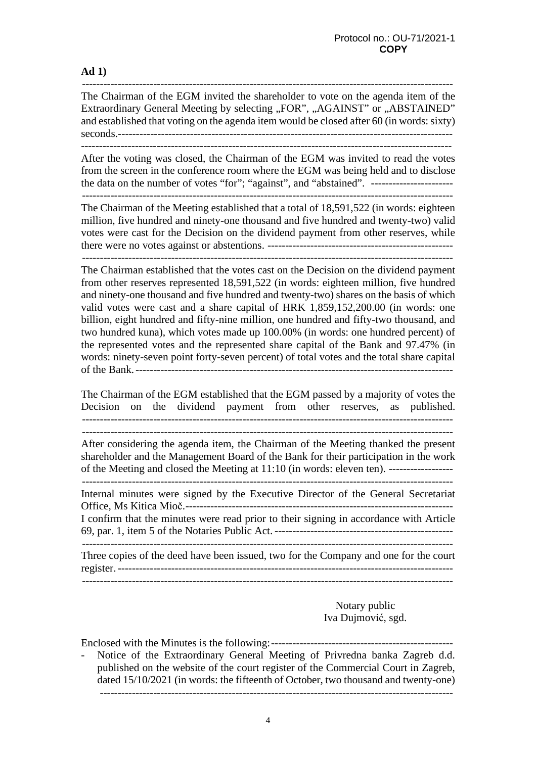Protocol no.: OU-71/2021-1
**COPY**

**Ad 1)**

---

The Chairman of the EGM invited the shareholder to vote on the agenda item of the Extraordinary General Meeting by selecting „FOR", „AGAINST" or „ABSTAINED" and established that voting on the agenda item would be closed after 60 (in words: sixty) seconds.---

---

After the voting was closed, the Chairman of the EGM was invited to read the votes from the screen in the conference room where the EGM was being held and to disclose the data on the number of votes "for"; "against", and "abstained". ---

---

The Chairman of the Meeting established that a total of 18,591,522 (in words: eighteen million, five hundred and ninety-one thousand and five hundred and twenty-two) valid votes were cast for the Decision on the dividend payment from other reserves, while there were no votes against or abstentions. ---

---

The Chairman established that the votes cast on the Decision on the dividend payment from other reserves represented 18,591,522 (in words: eighteen million, five hundred and ninety-one thousand and five hundred and twenty-two) shares on the basis of which valid votes were cast and a share capital of HRK 1,859,152,200.00 (in words: one billion, eight hundred and fifty-nine million, one hundred and fifty-two thousand, and two hundred kuna), which votes made up 100.00% (in words: one hundred percent) of the represented votes and the represented share capital of the Bank and 97.47% (in words: ninety-seven point forty-seven percent) of total votes and the total share capital of the Bank.---

The Chairman of the EGM established that the EGM passed by a majority of votes the Decision on the dividend payment from other reserves, as published.

---

---

After considering the agenda item, the Chairman of the Meeting thanked the present shareholder and the Management Board of the Bank for their participation in the work of the Meeting and closed the Meeting at 11:10 (in words: eleven ten). ---

---

Internal minutes were signed by the Executive Director of the General Secretariat Office, Ms Kitica Mioč.---

I confirm that the minutes were read prior to their signing in accordance with Article 69, par. 1, item 5 of the Notaries Public Act. ---

---

Three copies of the deed have been issued, two for the Company and one for the court register. ---

---

Notary public
Iva Dujmović, sgd.

Enclosed with the Minutes is the following:---

- Notice of the Extraordinary General Meeting of Privredna banka Zagreb d.d. published on the website of the court register of the Commercial Court in Zagreb, dated 15/10/2021 (in words: the fifteenth of October, two thousand and twenty-one)

---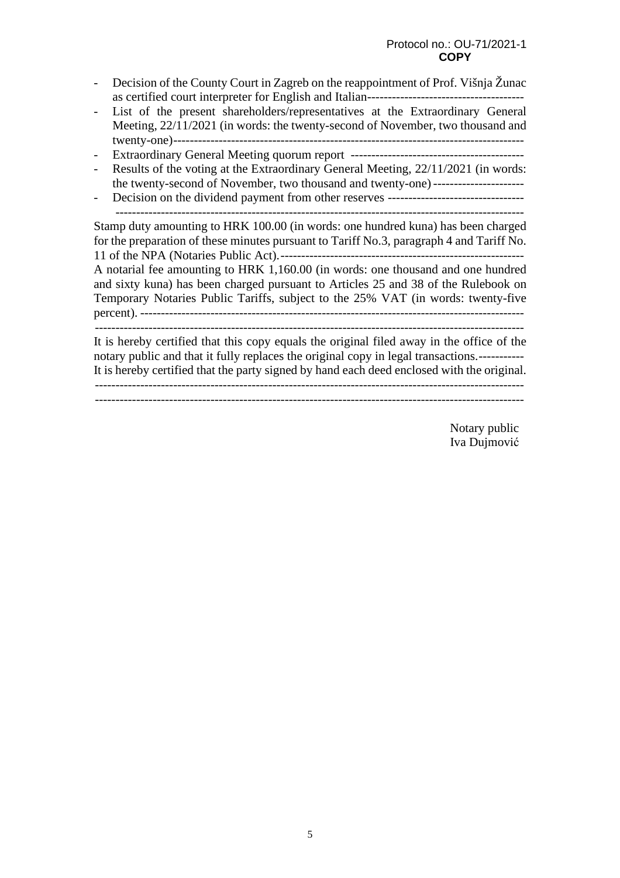Protocol no.: OU-71/2021-1
**COPY**

- Decision of the County Court in Zagreb on the reappointment of Prof. Višnja Žunac as certified court interpreter for English and Italian--------------------------------------
- List of the present shareholders/representatives at the Extraordinary General Meeting, 22/11/2021 (in words: the twenty-second of November, two thousand and twenty-one)-----------------------------------------------------------------------------------
- Extraordinary General Meeting quorum report -------------------------------------------
- Results of the voting at the Extraordinary General Meeting, 22/11/2021 (in words: the twenty-second of November, two thousand and twenty-one) ----------------------
- Decision on the dividend payment from other reserves ---------------------------------

---------------------------------------------------------------------------------------------------

Stamp duty amounting to HRK 100.00 (in words: one hundred kuna) has been charged for the preparation of these minutes pursuant to Tariff No.3, paragraph 4 and Tariff No. 11 of the NPA (Notaries Public Act).-----------------------------------------------------------

A notarial fee amounting to HRK 1,160.00 (in words: one thousand and one hundred and sixty kuna) has been charged pursuant to Articles 25 and 38 of the Rulebook on Temporary Notaries Public Tariffs, subject to the 25% VAT (in words: twenty-five percent). ----------------------------------------------------------------------------------------------

-----------------------------------------------------------------------------------------------------

It is hereby certified that this copy equals the original filed away in the office of the notary public and that it fully replaces the original copy in legal transactions.-----------

It is hereby certified that the party signed by hand each deed enclosed with the original.

-----------------------------------------------------------------------------------------------------

-----------------------------------------------------------------------------------------------------

Notary public
Iva Dujmović